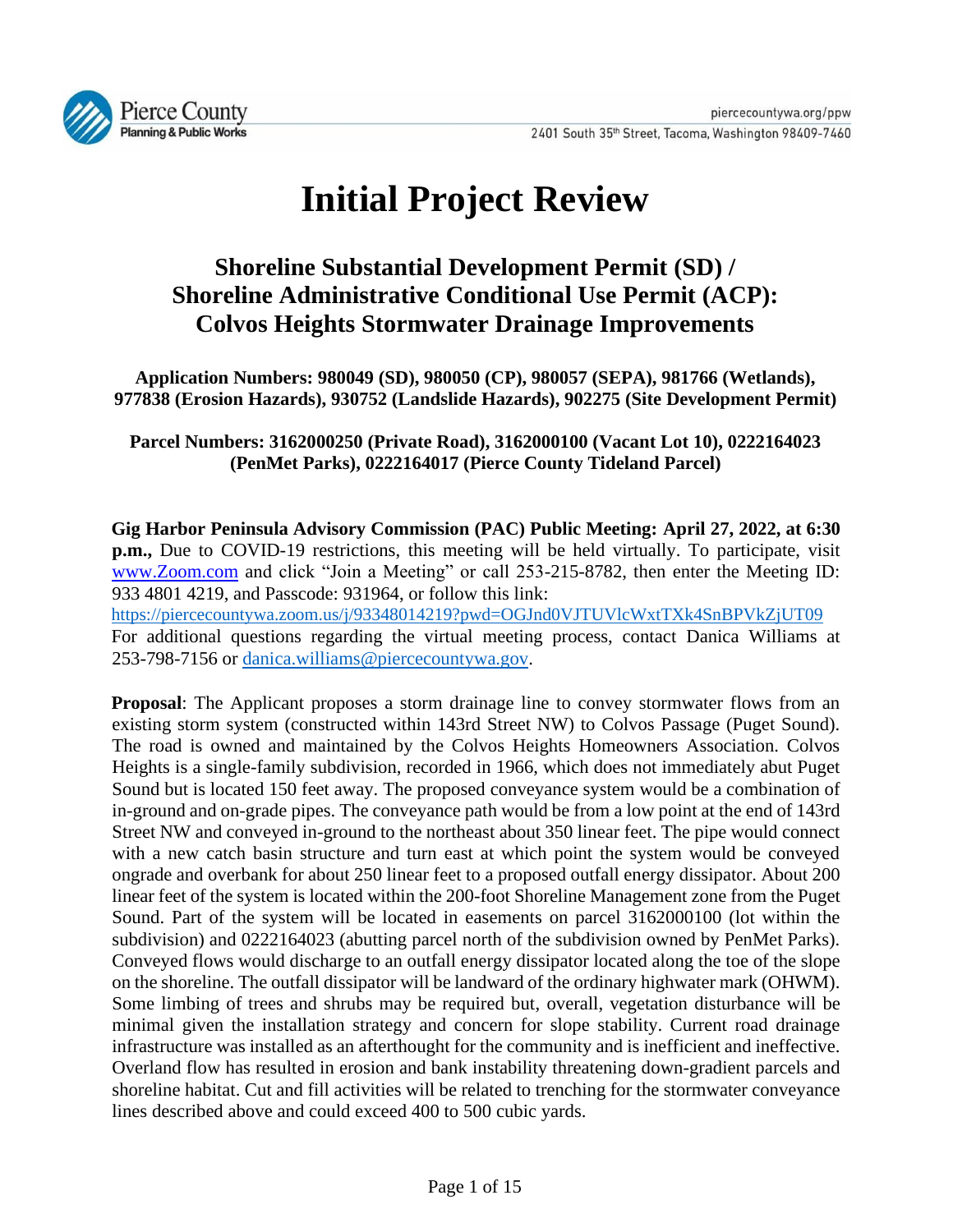Pierce County
Planning & Public Works

piercecountywa.org/ppw
2401 South 35th Street, Tacoma, Washington 98409-7460

# Initial Project Review

## Shoreline Substantial Development Permit (SD) / Shoreline Administrative Conditional Use Permit (ACP): Colvos Heights Stormwater Drainage Improvements

**Application Numbers: 980049 (SD), 980050 (CP), 980057 (SEPA), 981766 (Wetlands), 977838 (Erosion Hazards), 930752 (Landslide Hazards), 902275 (Site Development Permit)**

**Parcel Numbers: 3162000250 (Private Road), 3162000100 (Vacant Lot 10), 0222164023 (PenMet Parks), 0222164017 (Pierce County Tideland Parcel)**

**Gig Harbor Peninsula Advisory Commission (PAC) Public Meeting: April 27, 2022, at 6:30 p.m.,** Due to COVID-19 restrictions, this meeting will be held virtually. To participate, visit www.Zoom.com and click "Join a Meeting" or call 253-215-8782, then enter the Meeting ID: 933 4801 4219, and Passcode: 931964, or follow this link: https://piercecountywa.zoom.us/j/93348014219?pwd=OGJnd0VJTUVlcWxtTXk4SnBPVkZjUT09 For additional questions regarding the virtual meeting process, contact Danica Williams at 253-798-7156 or danica.williams@piercecountywa.gov.

**Proposal**: The Applicant proposes a storm drainage line to convey stormwater flows from an existing storm system (constructed within 143rd Street NW) to Colvos Passage (Puget Sound). The road is owned and maintained by the Colvos Heights Homeowners Association. Colvos Heights is a single-family subdivision, recorded in 1966, which does not immediately abut Puget Sound but is located 150 feet away. The proposed conveyance system would be a combination of in-ground and on-grade pipes. The conveyance path would be from a low point at the end of 143rd Street NW and conveyed in-ground to the northeast about 350 linear feet. The pipe would connect with a new catch basin structure and turn east at which point the system would be conveyed ongrade and overbank for about 250 linear feet to a proposed outfall energy dissipator. About 200 linear feet of the system is located within the 200-foot Shoreline Management zone from the Puget Sound. Part of the system will be located in easements on parcel 3162000100 (lot within the subdivision) and 0222164023 (abutting parcel north of the subdivision owned by PenMet Parks). Conveyed flows would discharge to an outfall energy dissipator located along the toe of the slope on the shoreline. The outfall dissipator will be landward of the ordinary highwater mark (OHWM). Some limbing of trees and shrubs may be required but, overall, vegetation disturbance will be minimal given the installation strategy and concern for slope stability. Current road drainage infrastructure was installed as an afterthought for the community and is inefficient and ineffective. Overland flow has resulted in erosion and bank instability threatening down-gradient parcels and shoreline habitat. Cut and fill activities will be related to trenching for the stormwater conveyance lines described above and could exceed 400 to 500 cubic yards.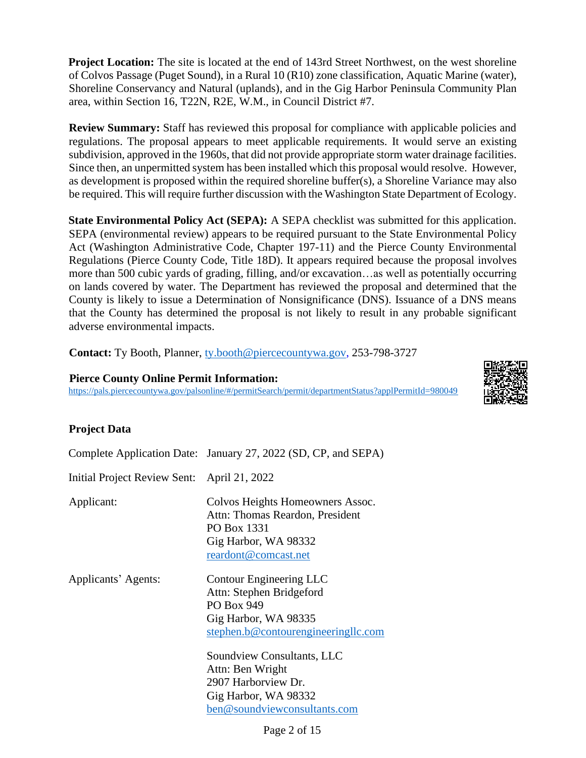**Project Location:** The site is located at the end of 143rd Street Northwest, on the west shoreline of Colvos Passage (Puget Sound), in a Rural 10 (R10) zone classification, Aquatic Marine (water), Shoreline Conservancy and Natural (uplands), and in the Gig Harbor Peninsula Community Plan area, within Section 16, T22N, R2E, W.M., in Council District #7.

**Review Summary:** Staff has reviewed this proposal for compliance with applicable policies and regulations. The proposal appears to meet applicable requirements. It would serve an existing subdivision, approved in the 1960s, that did not provide appropriate storm water drainage facilities. Since then, an unpermitted system has been installed which this proposal would resolve. However, as development is proposed within the required shoreline buffer(s), a Shoreline Variance may also be required. This will require further discussion with the Washington State Department of Ecology.

**State Environmental Policy Act (SEPA):** A SEPA checklist was submitted for this application. SEPA (environmental review) appears to be required pursuant to the State Environmental Policy Act (Washington Administrative Code, Chapter 197-11) and the Pierce County Environmental Regulations (Pierce County Code, Title 18D). It appears required because the proposal involves more than 500 cubic yards of grading, filling, and/or excavation…as well as potentially occurring on lands covered by water. The Department has reviewed the proposal and determined that the County is likely to issue a Determination of Nonsignificance (DNS). Issuance of a DNS means that the County has determined the proposal is not likely to result in any probable significant adverse environmental impacts.

**Contact:** Ty Booth, Planner, ty.booth@piercecountywa.gov, 253-798-3727

**Pierce County Online Permit Information:**
https://pals.piercecountywa.gov/palsonline/#/permitSearch/permit/departmentStatus?applPermitId=980049

## Project Data

| | |
|---|---|
| Complete Application Date: | January 27, 2022 (SD, CP, and SEPA) |
| Initial Project Review Sent: | April 21, 2022 |
| Applicant: | Colvos Heights Homeowners Assoc.<br>Attn: Thomas Reardon, President<br>PO Box 1331<br>Gig Harbor, WA 98332<br>reardont@comcast.net |
| Applicants' Agents: | Contour Engineering LLC<br>Attn: Stephen Bridgeford<br>PO Box 949<br>Gig Harbor, WA 98335<br>stephen.b@contourengineeringllc.com |
| | Soundview Consultants, LLC<br>Attn: Ben Wright<br>2907 Harborview Dr.<br>Gig Harbor, WA 98332<br>ben@soundviewconsultants.com |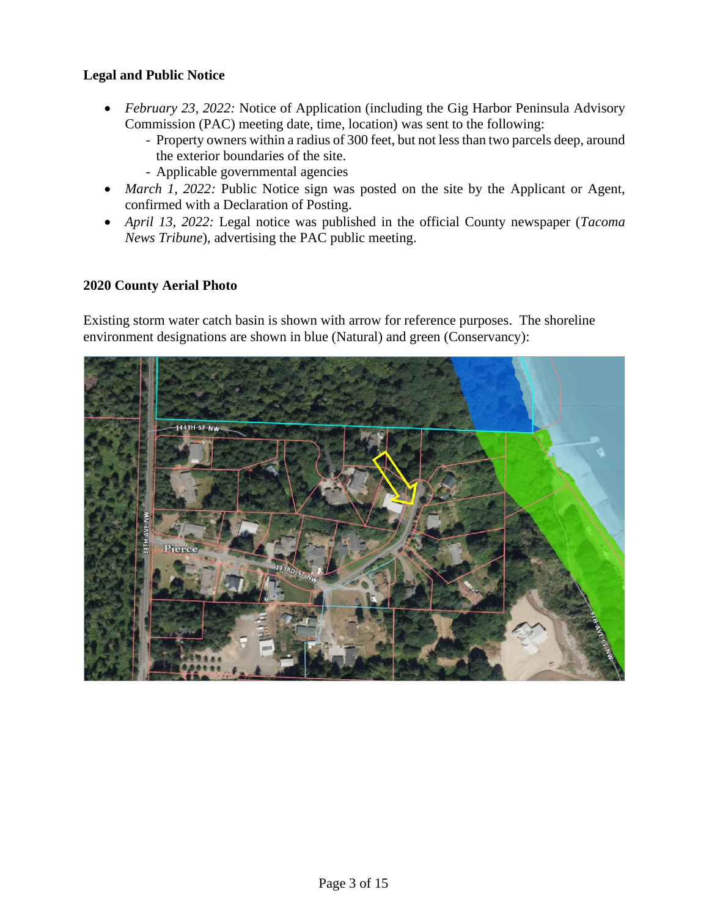**Legal and Public Notice**

- *February 23, 2022:* Notice of Application (including the Gig Harbor Peninsula Advisory Commission (PAC) meeting date, time, location) was sent to the following:
  - Property owners within a radius of 300 feet, but not less than two parcels deep, around the exterior boundaries of the site.
  - Applicable governmental agencies
- *March 1, 2022:* Public Notice sign was posted on the site by the Applicant or Agent, confirmed with a Declaration of Posting.
- *April 13, 2022:* Legal notice was published in the official County newspaper (*Tacoma News Tribune*), advertising the PAC public meeting.

**2020 County Aerial Photo**

Existing storm water catch basin is shown with arrow for reference purposes. The shoreline environment designations are shown in blue (Natural) and green (Conservancy):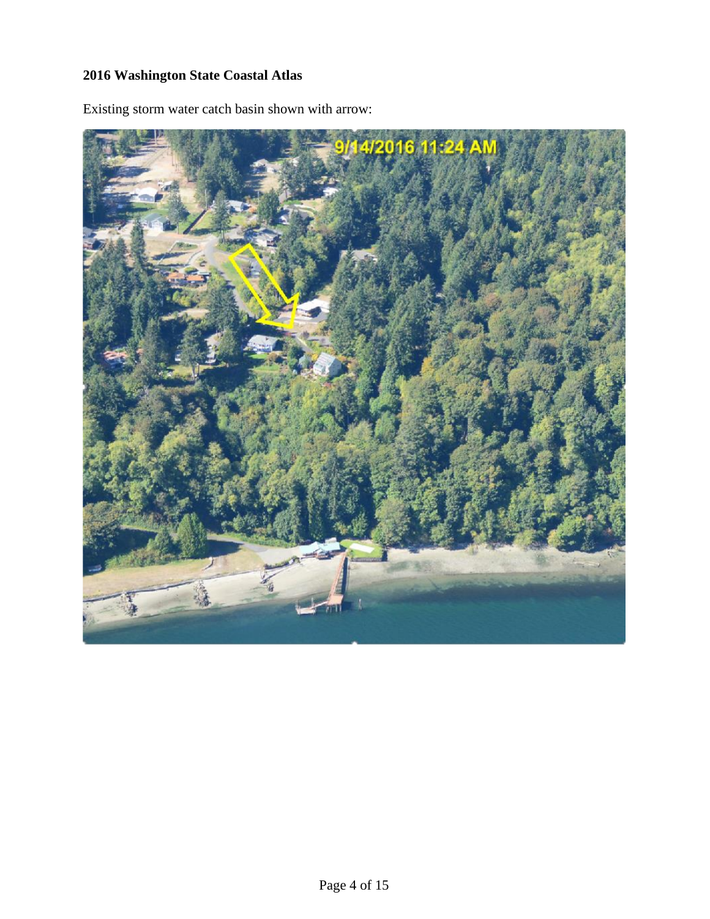**2016 Washington State Coastal Atlas**

Existing storm water catch basin shown with arrow: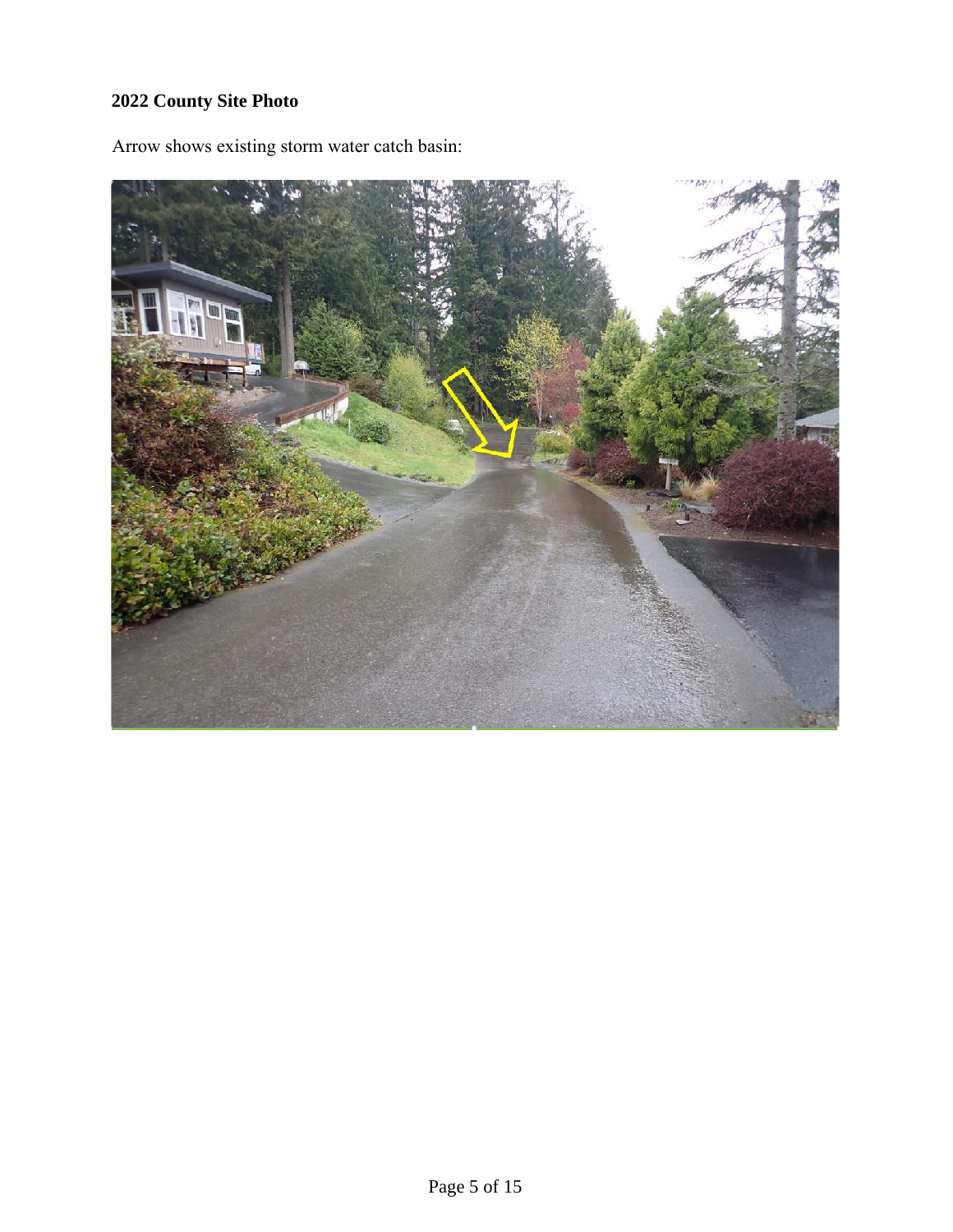**2022 County Site Photo**

Arrow shows existing storm water catch basin: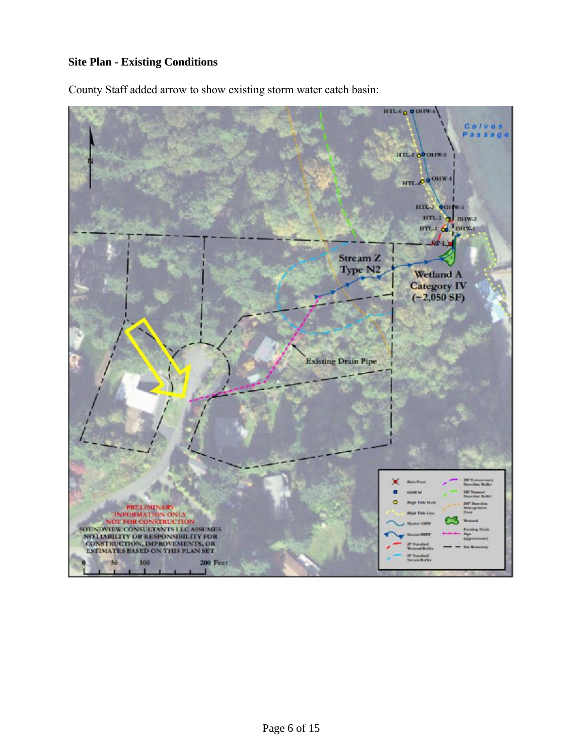**Site Plan - Existing Conditions**

County Staff added arrow to show existing storm water catch basin: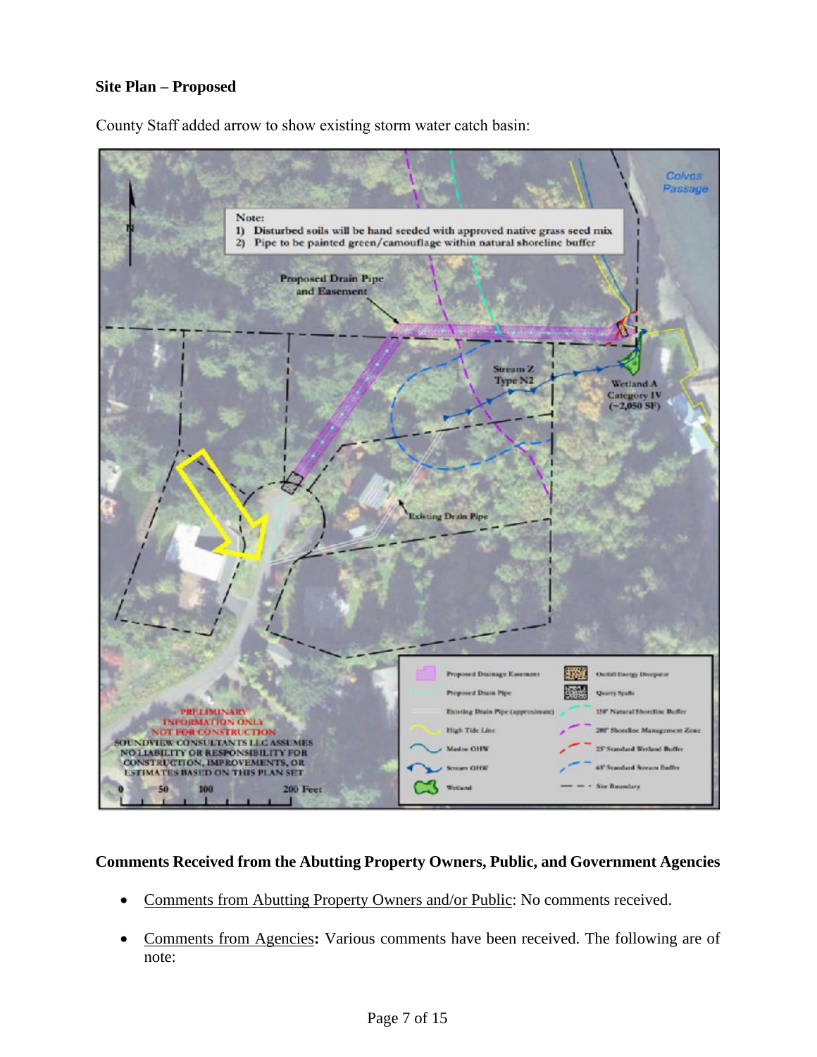**Site Plan – Proposed**

County Staff added arrow to show existing storm water catch basin:

Note:
1) Disturbed soils will be hand seeded with approved native grass seed mix
2) Pipe to be painted green/camouflage within natural shoreline buffer

Proposed Drain Pipe and Easement

Stream Z Type N2

Wetland A Category IV (~2,050 SF)

Existing Drain Pipe

Colvos Passage

PRELIMINARY INFORMATION ONLY NOT FOR CONSTRUCTION
SOUNDVIEW CONSULTANTS LLC ASSUMES NO LIABILITY OR RESPONSIBILITY FOR CONSTRUCTION, IMPROVEMENTS, OR ESTIMATES BASED ON THIS PLAN SET

0 50 100 200 Feet

Legend: Proposed Drainage Easement; Proposed Drain Pipe; Existing Drain Pipe (approximate); High Tide Line; Marine OHW; Stream OHW; Wetland; Outfall Energy Dissipator; Quarry Spalls; 150' Natural Shoreline Buffer; 200' Shoreline Management Zone; 25' Standard Wetland Buffer; 65' Standard Stream Buffer; Site Boundary

**Comments Received from the Abutting Property Owners, Public, and Government Agencies**

- Comments from Abutting Property Owners and/or Public: No comments received.
- Comments from Agencies**:** Various comments have been received. The following are of note: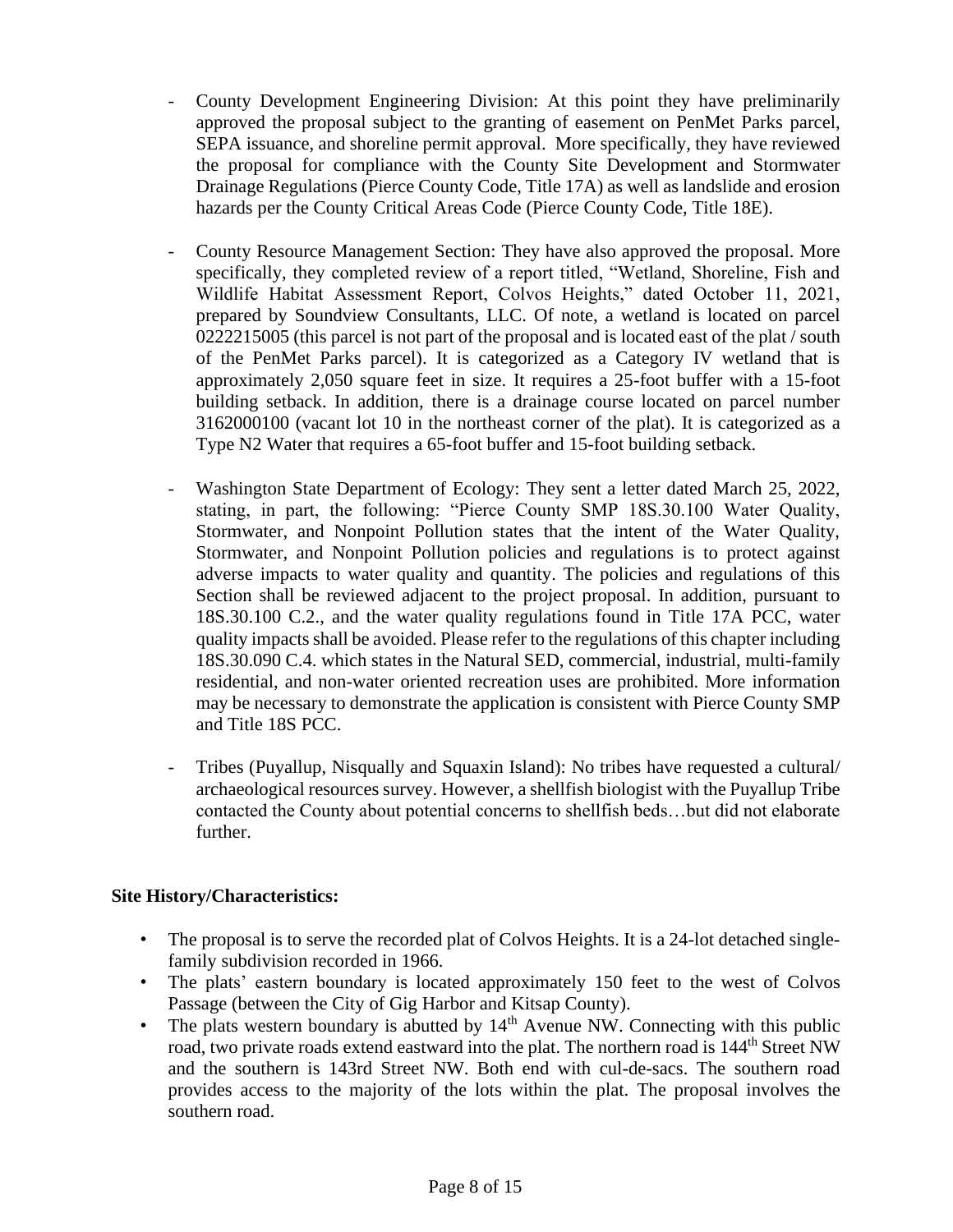- County Development Engineering Division: At this point they have preliminarily approved the proposal subject to the granting of easement on PenMet Parks parcel, SEPA issuance, and shoreline permit approval. More specifically, they have reviewed the proposal for compliance with the County Site Development and Stormwater Drainage Regulations (Pierce County Code, Title 17A) as well as landslide and erosion hazards per the County Critical Areas Code (Pierce County Code, Title 18E).

- County Resource Management Section: They have also approved the proposal. More specifically, they completed review of a report titled, "Wetland, Shoreline, Fish and Wildlife Habitat Assessment Report, Colvos Heights," dated October 11, 2021, prepared by Soundview Consultants, LLC. Of note, a wetland is located on parcel 0222215005 (this parcel is not part of the proposal and is located east of the plat / south of the PenMet Parks parcel). It is categorized as a Category IV wetland that is approximately 2,050 square feet in size. It requires a 25-foot buffer with a 15-foot building setback. In addition, there is a drainage course located on parcel number 3162000100 (vacant lot 10 in the northeast corner of the plat). It is categorized as a Type N2 Water that requires a 65-foot buffer and 15-foot building setback.

- Washington State Department of Ecology: They sent a letter dated March 25, 2022, stating, in part, the following: "Pierce County SMP 18S.30.100 Water Quality, Stormwater, and Nonpoint Pollution states that the intent of the Water Quality, Stormwater, and Nonpoint Pollution policies and regulations is to protect against adverse impacts to water quality and quantity. The policies and regulations of this Section shall be reviewed adjacent to the project proposal. In addition, pursuant to 18S.30.100 C.2., and the water quality regulations found in Title 17A PCC, water quality impacts shall be avoided. Please refer to the regulations of this chapter including 18S.30.090 C.4. which states in the Natural SED, commercial, industrial, multi-family residential, and non-water oriented recreation uses are prohibited. More information may be necessary to demonstrate the application is consistent with Pierce County SMP and Title 18S PCC.

- Tribes (Puyallup, Nisqually and Squaxin Island): No tribes have requested a cultural/ archaeological resources survey. However, a shellfish biologist with the Puyallup Tribe contacted the County about potential concerns to shellfish beds…but did not elaborate further.

**Site History/Characteristics:**

- The proposal is to serve the recorded plat of Colvos Heights. It is a 24-lot detached single-family subdivision recorded in 1966.
- The plats' eastern boundary is located approximately 150 feet to the west of Colvos Passage (between the City of Gig Harbor and Kitsap County).
- The plats western boundary is abutted by 14th Avenue NW. Connecting with this public road, two private roads extend eastward into the plat. The northern road is 144th Street NW and the southern is 143rd Street NW. Both end with cul-de-sacs. The southern road provides access to the majority of the lots within the plat. The proposal involves the southern road.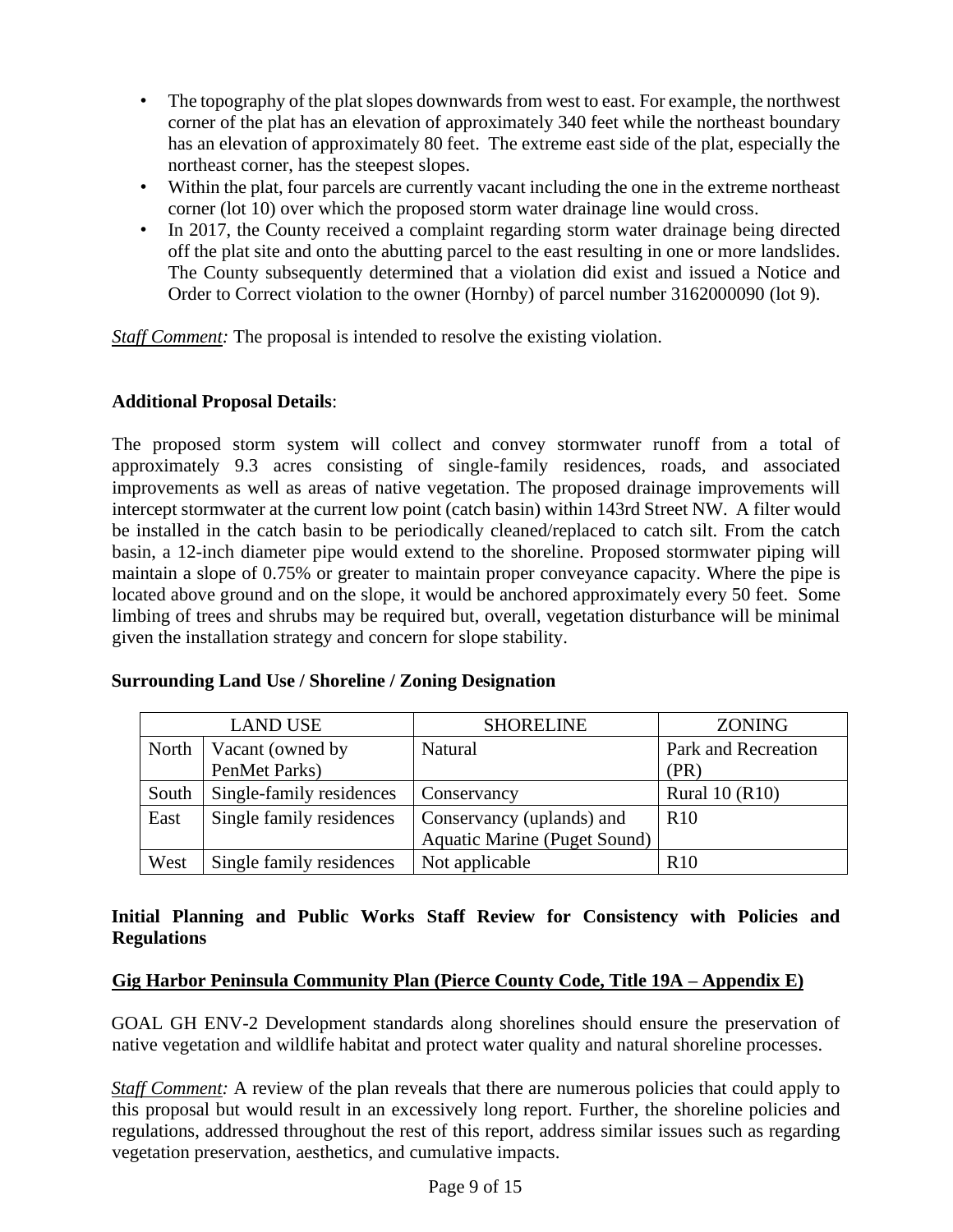- The topography of the plat slopes downwards from west to east. For example, the northwest corner of the plat has an elevation of approximately 340 feet while the northeast boundary has an elevation of approximately 80 feet. The extreme east side of the plat, especially the northeast corner, has the steepest slopes.
- Within the plat, four parcels are currently vacant including the one in the extreme northeast corner (lot 10) over which the proposed storm water drainage line would cross.
- In 2017, the County received a complaint regarding storm water drainage being directed off the plat site and onto the abutting parcel to the east resulting in one or more landslides. The County subsequently determined that a violation did exist and issued a Notice and Order to Correct violation to the owner (Hornby) of parcel number 3162000090 (lot 9).

*Staff Comment:* The proposal is intended to resolve the existing violation.

**Additional Proposal Details**:

The proposed storm system will collect and convey stormwater runoff from a total of approximately 9.3 acres consisting of single-family residences, roads, and associated improvements as well as areas of native vegetation. The proposed drainage improvements will intercept stormwater at the current low point (catch basin) within 143rd Street NW. A filter would be installed in the catch basin to be periodically cleaned/replaced to catch silt. From the catch basin, a 12-inch diameter pipe would extend to the shoreline. Proposed stormwater piping will maintain a slope of 0.75% or greater to maintain proper conveyance capacity. Where the pipe is located above ground and on the slope, it would be anchored approximately every 50 feet. Some limbing of trees and shrubs may be required but, overall, vegetation disturbance will be minimal given the installation strategy and concern for slope stability.

**Surrounding Land Use / Shoreline / Zoning Designation**

| LAND USE | | SHORELINE | ZONING |
|---|---|---|---|
| North | Vacant (owned by PenMet Parks) | Natural | Park and Recreation (PR) |
| South | Single-family residences | Conservancy | Rural 10 (R10) |
| East | Single family residences | Conservancy (uplands) and Aquatic Marine (Puget Sound) | R10 |
| West | Single family residences | Not applicable | R10 |

**Initial Planning and Public Works Staff Review for Consistency with Policies and Regulations**

**Gig Harbor Peninsula Community Plan (Pierce County Code, Title 19A – Appendix E)**

GOAL GH ENV-2 Development standards along shorelines should ensure the preservation of native vegetation and wildlife habitat and protect water quality and natural shoreline processes.

*Staff Comment:* A review of the plan reveals that there are numerous policies that could apply to this proposal but would result in an excessively long report. Further, the shoreline policies and regulations, addressed throughout the rest of this report, address similar issues such as regarding vegetation preservation, aesthetics, and cumulative impacts.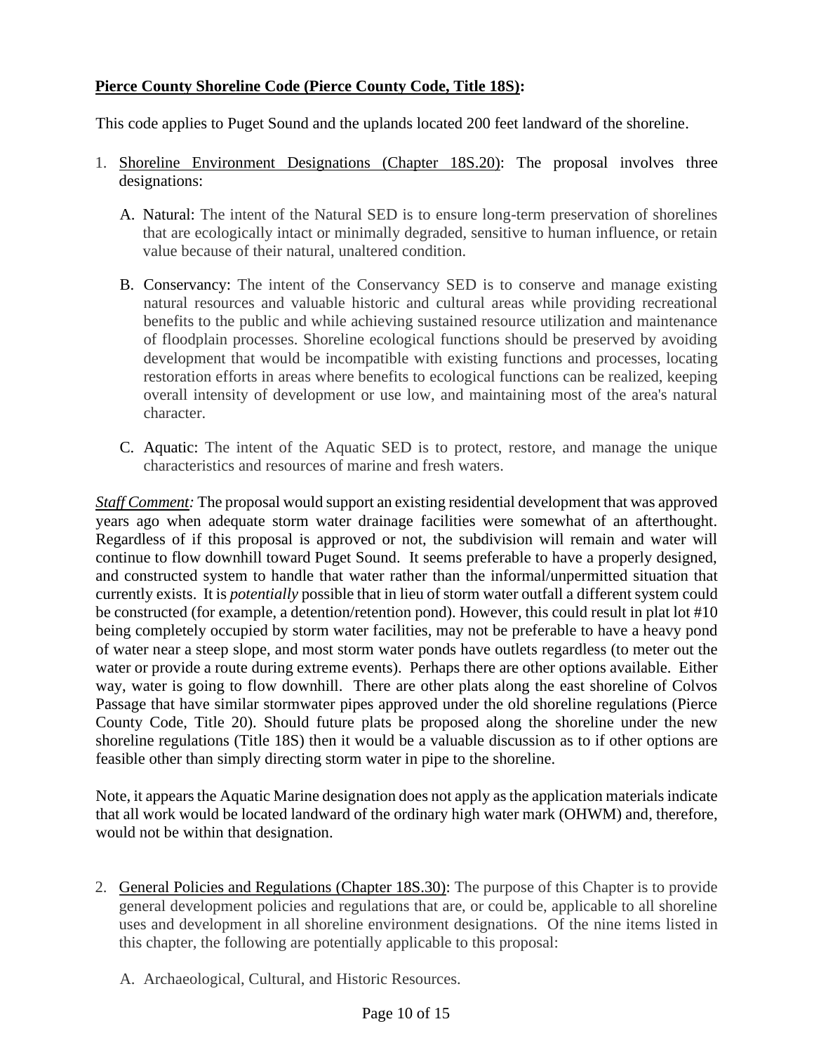**<u>Pierce County Shoreline Code (Pierce County Code, Title 18S)</u>:**

This code applies to Puget Sound and the uplands located 200 feet landward of the shoreline.

1. <u>Shoreline Environment Designations (Chapter 18S.20)</u>: The proposal involves three designations:

   A. Natural: The intent of the Natural SED is to ensure long-term preservation of shorelines that are ecologically intact or minimally degraded, sensitive to human influence, or retain value because of their natural, unaltered condition.

   B. Conservancy: The intent of the Conservancy SED is to conserve and manage existing natural resources and valuable historic and cultural areas while providing recreational benefits to the public and while achieving sustained resource utilization and maintenance of floodplain processes. Shoreline ecological functions should be preserved by avoiding development that would be incompatible with existing functions and processes, locating restoration efforts in areas where benefits to ecological functions can be realized, keeping overall intensity of development or use low, and maintaining most of the area's natural character.

   C. Aquatic: The intent of the Aquatic SED is to protect, restore, and manage the unique characteristics and resources of marine and fresh waters.

*<u>Staff Comment</u>:* The proposal would support an existing residential development that was approved years ago when adequate storm water drainage facilities were somewhat of an afterthought. Regardless of if this proposal is approved or not, the subdivision will remain and water will continue to flow downhill toward Puget Sound. It seems preferable to have a properly designed, and constructed system to handle that water rather than the informal/unpermitted situation that currently exists. It is *potentially* possible that in lieu of storm water outfall a different system could be constructed (for example, a detention/retention pond). However, this could result in plat lot #10 being completely occupied by storm water facilities, may not be preferable to have a heavy pond of water near a steep slope, and most storm water ponds have outlets regardless (to meter out the water or provide a route during extreme events). Perhaps there are other options available. Either way, water is going to flow downhill. There are other plats along the east shoreline of Colvos Passage that have similar stormwater pipes approved under the old shoreline regulations (Pierce County Code, Title 20). Should future plats be proposed along the shoreline under the new shoreline regulations (Title 18S) then it would be a valuable discussion as to if other options are feasible other than simply directing storm water in pipe to the shoreline.

Note, it appears the Aquatic Marine designation does not apply as the application materials indicate that all work would be located landward of the ordinary high water mark (OHWM) and, therefore, would not be within that designation.

2. <u>General Policies and Regulations (Chapter 18S.30)</u>: The purpose of this Chapter is to provide general development policies and regulations that are, or could be, applicable to all shoreline uses and development in all shoreline environment designations. Of the nine items listed in this chapter, the following are potentially applicable to this proposal:

   A. Archaeological, Cultural, and Historic Resources.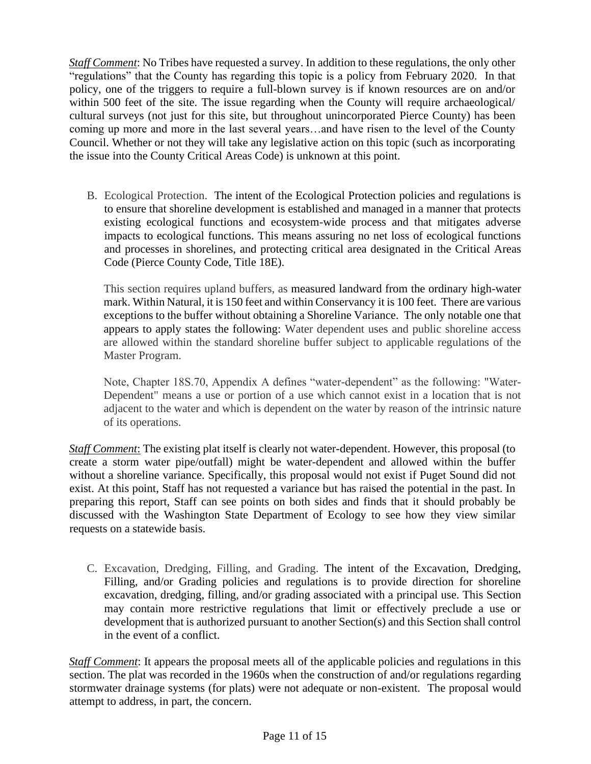*Staff Comment*: No Tribes have requested a survey. In addition to these regulations, the only other "regulations" that the County has regarding this topic is a policy from February 2020. In that policy, one of the triggers to require a full-blown survey is if known resources are on and/or within 500 feet of the site. The issue regarding when the County will require archaeological/ cultural surveys (not just for this site, but throughout unincorporated Pierce County) has been coming up more and more in the last several years…and have risen to the level of the County Council. Whether or not they will take any legislative action on this topic (such as incorporating the issue into the County Critical Areas Code) is unknown at this point.

B. Ecological Protection. The intent of the Ecological Protection policies and regulations is to ensure that shoreline development is established and managed in a manner that protects existing ecological functions and ecosystem-wide process and that mitigates adverse impacts to ecological functions. This means assuring no net loss of ecological functions and processes in shorelines, and protecting critical area designated in the Critical Areas Code (Pierce County Code, Title 18E).

   This section requires upland buffers, as measured landward from the ordinary high-water mark. Within Natural, it is 150 feet and within Conservancy it is 100 feet. There are various exceptions to the buffer without obtaining a Shoreline Variance. The only notable one that appears to apply states the following: Water dependent uses and public shoreline access are allowed within the standard shoreline buffer subject to applicable regulations of the Master Program.

   Note, Chapter 18S.70, Appendix A defines "water-dependent" as the following: "Water-Dependent" means a use or portion of a use which cannot exist in a location that is not adjacent to the water and which is dependent on the water by reason of the intrinsic nature of its operations.

*Staff Comment*: The existing plat itself is clearly not water-dependent. However, this proposal (to create a storm water pipe/outfall) might be water-dependent and allowed within the buffer without a shoreline variance. Specifically, this proposal would not exist if Puget Sound did not exist. At this point, Staff has not requested a variance but has raised the potential in the past. In preparing this report, Staff can see points on both sides and finds that it should probably be discussed with the Washington State Department of Ecology to see how they view similar requests on a statewide basis.

C. Excavation, Dredging, Filling, and Grading. The intent of the Excavation, Dredging, Filling, and/or Grading policies and regulations is to provide direction for shoreline excavation, dredging, filling, and/or grading associated with a principal use. This Section may contain more restrictive regulations that limit or effectively preclude a use or development that is authorized pursuant to another Section(s) and this Section shall control in the event of a conflict.

*Staff Comment*: It appears the proposal meets all of the applicable policies and regulations in this section. The plat was recorded in the 1960s when the construction of and/or regulations regarding stormwater drainage systems (for plats) were not adequate or non-existent. The proposal would attempt to address, in part, the concern.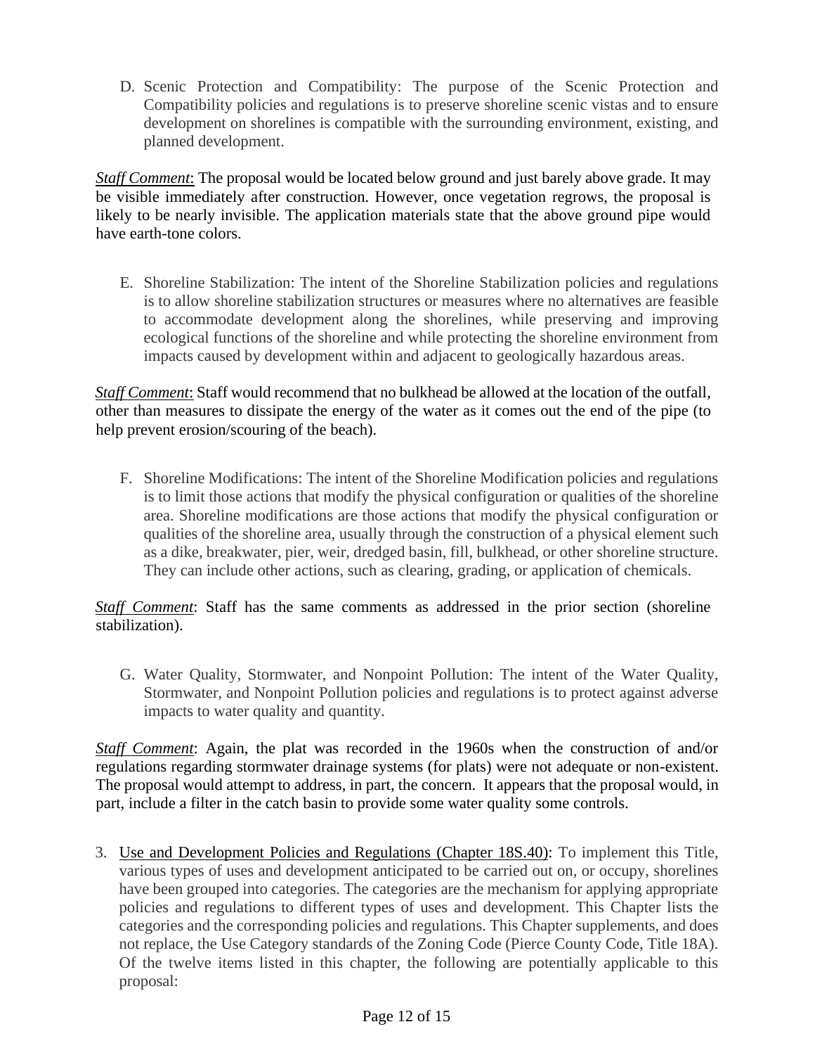D. Scenic Protection and Compatibility: The purpose of the Scenic Protection and Compatibility policies and regulations is to preserve shoreline scenic vistas and to ensure development on shorelines is compatible with the surrounding environment, existing, and planned development.

*Staff Comment*: The proposal would be located below ground and just barely above grade. It may be visible immediately after construction. However, once vegetation regrows, the proposal is likely to be nearly invisible. The application materials state that the above ground pipe would have earth-tone colors.

E. Shoreline Stabilization: The intent of the Shoreline Stabilization policies and regulations is to allow shoreline stabilization structures or measures where no alternatives are feasible to accommodate development along the shorelines, while preserving and improving ecological functions of the shoreline and while protecting the shoreline environment from impacts caused by development within and adjacent to geologically hazardous areas.

*Staff Comment*: Staff would recommend that no bulkhead be allowed at the location of the outfall, other than measures to dissipate the energy of the water as it comes out the end of the pipe (to help prevent erosion/scouring of the beach).

F. Shoreline Modifications: The intent of the Shoreline Modification policies and regulations is to limit those actions that modify the physical configuration or qualities of the shoreline area. Shoreline modifications are those actions that modify the physical configuration or qualities of the shoreline area, usually through the construction of a physical element such as a dike, breakwater, pier, weir, dredged basin, fill, bulkhead, or other shoreline structure. They can include other actions, such as clearing, grading, or application of chemicals.

*Staff Comment*: Staff has the same comments as addressed in the prior section (shoreline stabilization).

G. Water Quality, Stormwater, and Nonpoint Pollution: The intent of the Water Quality, Stormwater, and Nonpoint Pollution policies and regulations is to protect against adverse impacts to water quality and quantity.

*Staff Comment*: Again, the plat was recorded in the 1960s when the construction of and/or regulations regarding stormwater drainage systems (for plats) were not adequate or non-existent. The proposal would attempt to address, in part, the concern. It appears that the proposal would, in part, include a filter in the catch basin to provide some water quality some controls.

3. Use and Development Policies and Regulations (Chapter 18S.40): To implement this Title, various types of uses and development anticipated to be carried out on, or occupy, shorelines have been grouped into categories. The categories are the mechanism for applying appropriate policies and regulations to different types of uses and development. This Chapter lists the categories and the corresponding policies and regulations. This Chapter supplements, and does not replace, the Use Category standards of the Zoning Code (Pierce County Code, Title 18A). Of the twelve items listed in this chapter, the following are potentially applicable to this proposal: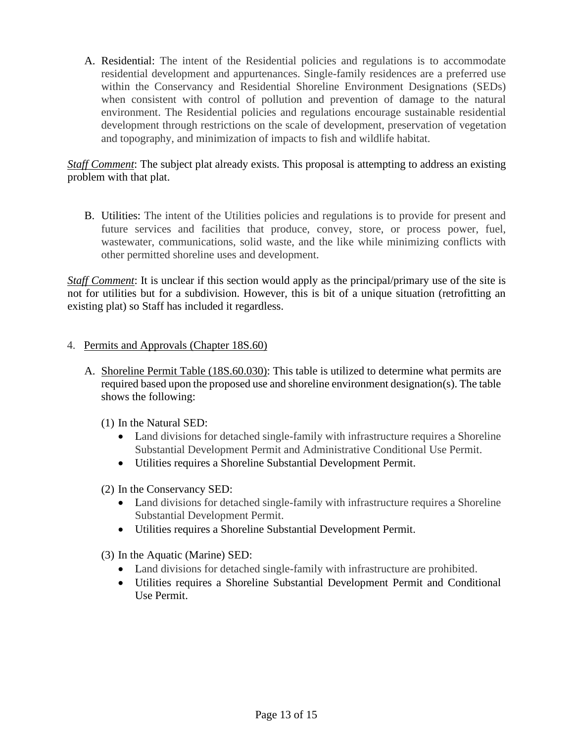A. Residential: The intent of the Residential policies and regulations is to accommodate residential development and appurtenances. Single-family residences are a preferred use within the Conservancy and Residential Shoreline Environment Designations (SEDs) when consistent with control of pollution and prevention of damage to the natural environment. The Residential policies and regulations encourage sustainable residential development through restrictions on the scale of development, preservation of vegetation and topography, and minimization of impacts to fish and wildlife habitat.

***Staff Comment***: The subject plat already exists. This proposal is attempting to address an existing problem with that plat.

B. Utilities: The intent of the Utilities policies and regulations is to provide for present and future services and facilities that produce, convey, store, or process power, fuel, wastewater, communications, solid waste, and the like while minimizing conflicts with other permitted shoreline uses and development.

***Staff Comment***: It is unclear if this section would apply as the principal/primary use of the site is not for utilities but for a subdivision. However, this is bit of a unique situation (retrofitting an existing plat) so Staff has included it regardless.

4. Permits and Approvals (Chapter 18S.60)

A. Shoreline Permit Table (18S.60.030): This table is utilized to determine what permits are required based upon the proposed use and shoreline environment designation(s). The table shows the following:

(1) In the Natural SED:
- Land divisions for detached single-family with infrastructure requires a Shoreline Substantial Development Permit and Administrative Conditional Use Permit.
- Utilities requires a Shoreline Substantial Development Permit.

(2) In the Conservancy SED:
- Land divisions for detached single-family with infrastructure requires a Shoreline Substantial Development Permit.
- Utilities requires a Shoreline Substantial Development Permit.

(3) In the Aquatic (Marine) SED:
- Land divisions for detached single-family with infrastructure are prohibited.
- Utilities requires a Shoreline Substantial Development Permit and Conditional Use Permit.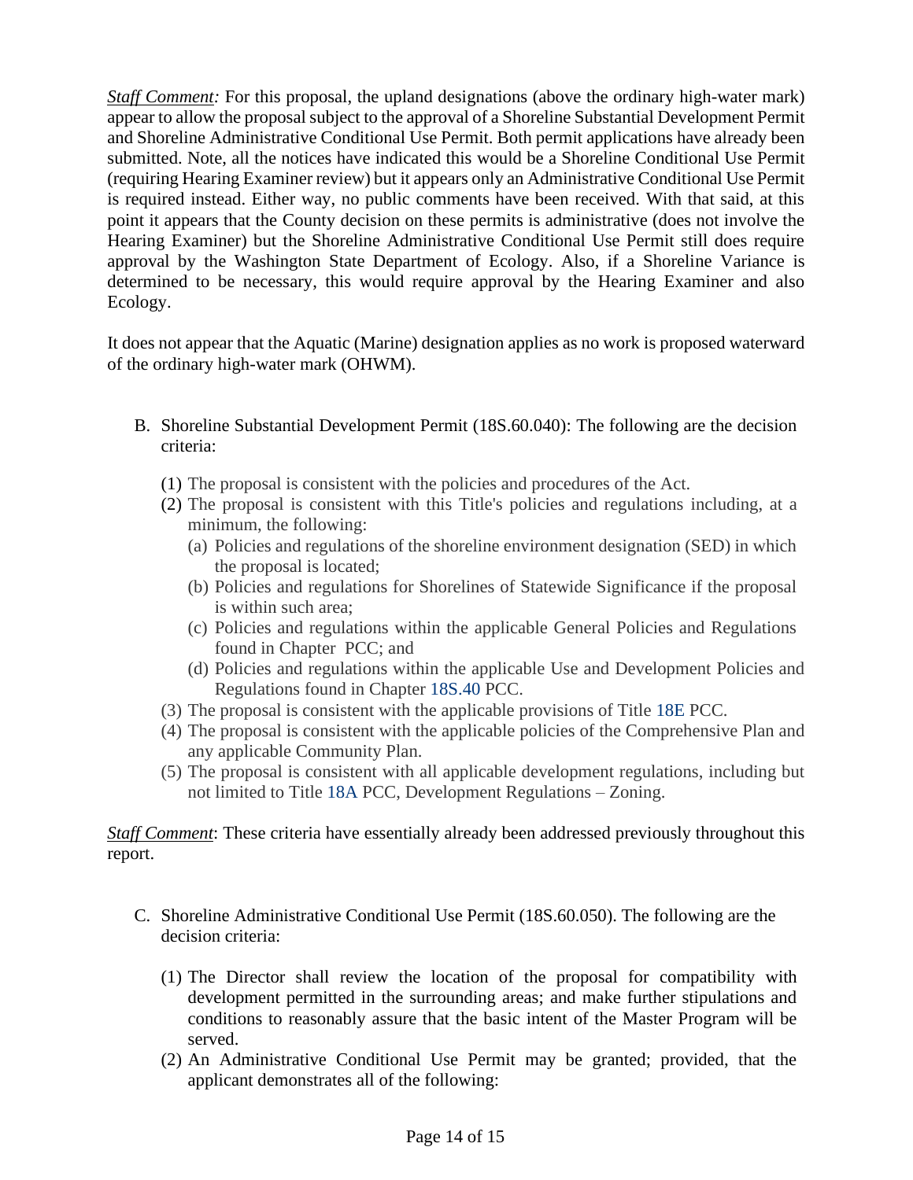*__Staff Comment__:* For this proposal, the upland designations (above the ordinary high-water mark) appear to allow the proposal subject to the approval of a Shoreline Substantial Development Permit and Shoreline Administrative Conditional Use Permit. Both permit applications have already been submitted. Note, all the notices have indicated this would be a Shoreline Conditional Use Permit (requiring Hearing Examiner review) but it appears only an Administrative Conditional Use Permit is required instead. Either way, no public comments have been received. With that said, at this point it appears that the County decision on these permits is administrative (does not involve the Hearing Examiner) but the Shoreline Administrative Conditional Use Permit still does require approval by the Washington State Department of Ecology. Also, if a Shoreline Variance is determined to be necessary, this would require approval by the Hearing Examiner and also Ecology.

It does not appear that the Aquatic (Marine) designation applies as no work is proposed waterward of the ordinary high-water mark (OHWM).

B. Shoreline Substantial Development Permit (18S.60.040): The following are the decision criteria:

   (1) The proposal is consistent with the policies and procedures of the Act.
   (2) The proposal is consistent with this Title's policies and regulations including, at a minimum, the following:
      (a) Policies and regulations of the shoreline environment designation (SED) in which the proposal is located;
      (b) Policies and regulations for Shorelines of Statewide Significance if the proposal is within such area;
      (c) Policies and regulations within the applicable General Policies and Regulations found in Chapter  PCC; and
      (d) Policies and regulations within the applicable Use and Development Policies and Regulations found in Chapter 18S.40 PCC.
   (3) The proposal is consistent with the applicable provisions of Title 18E PCC.
   (4) The proposal is consistent with the applicable policies of the Comprehensive Plan and any applicable Community Plan.
   (5) The proposal is consistent with all applicable development regulations, including but not limited to Title 18A PCC, Development Regulations – Zoning.

*__Staff Comment__*: These criteria have essentially already been addressed previously throughout this report.

C. Shoreline Administrative Conditional Use Permit (18S.60.050). The following are the decision criteria:

   (1) The Director shall review the location of the proposal for compatibility with development permitted in the surrounding areas; and make further stipulations and conditions to reasonably assure that the basic intent of the Master Program will be served.
   (2) An Administrative Conditional Use Permit may be granted; provided, that the applicant demonstrates all of the following: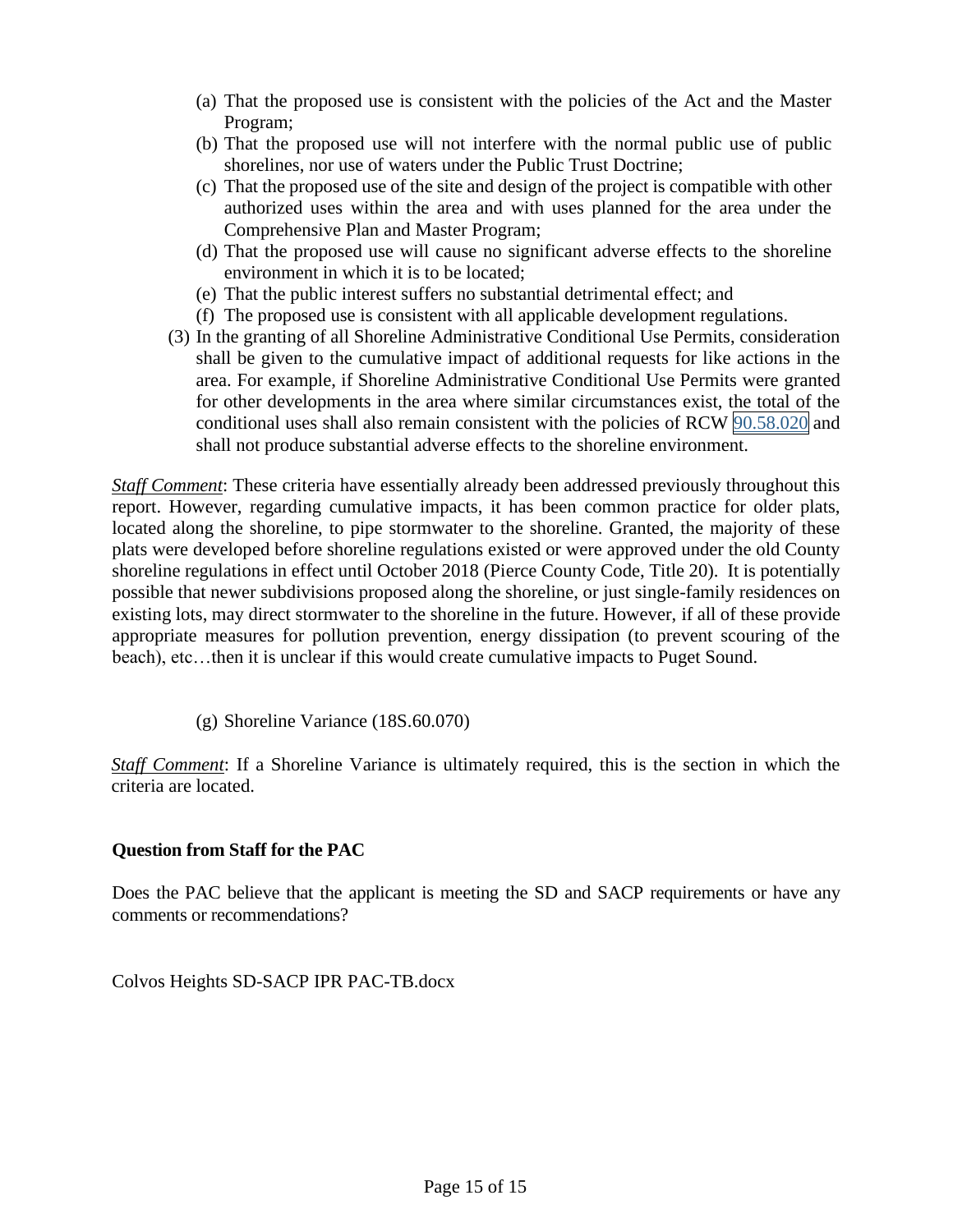(a) That the proposed use is consistent with the policies of the Act and the Master Program;
(b) That the proposed use will not interfere with the normal public use of public shorelines, nor use of waters under the Public Trust Doctrine;
(c) That the proposed use of the site and design of the project is compatible with other authorized uses within the area and with uses planned for the area under the Comprehensive Plan and Master Program;
(d) That the proposed use will cause no significant adverse effects to the shoreline environment in which it is to be located;
(e) That the public interest suffers no substantial detrimental effect; and
(f) The proposed use is consistent with all applicable development regulations.

(3) In the granting of all Shoreline Administrative Conditional Use Permits, consideration shall be given to the cumulative impact of additional requests for like actions in the area. For example, if Shoreline Administrative Conditional Use Permits were granted for other developments in the area where similar circumstances exist, the total of the conditional uses shall also remain consistent with the policies of RCW 90.58.020 and shall not produce substantial adverse effects to the shoreline environment.

*Staff Comment*: These criteria have essentially already been addressed previously throughout this report. However, regarding cumulative impacts, it has been common practice for older plats, located along the shoreline, to pipe stormwater to the shoreline. Granted, the majority of these plats were developed before shoreline regulations existed or were approved under the old County shoreline regulations in effect until October 2018 (Pierce County Code, Title 20). It is potentially possible that newer subdivisions proposed along the shoreline, or just single-family residences on existing lots, may direct stormwater to the shoreline in the future. However, if all of these provide appropriate measures for pollution prevention, energy dissipation (to prevent scouring of the beach), etc…then it is unclear if this would create cumulative impacts to Puget Sound.

(g) Shoreline Variance (18S.60.070)

*Staff Comment*: If a Shoreline Variance is ultimately required, this is the section in which the criteria are located.

**Question from Staff for the PAC**

Does the PAC believe that the applicant is meeting the SD and SACP requirements or have any comments or recommendations?

Colvos Heights SD-SACP IPR PAC-TB.docx